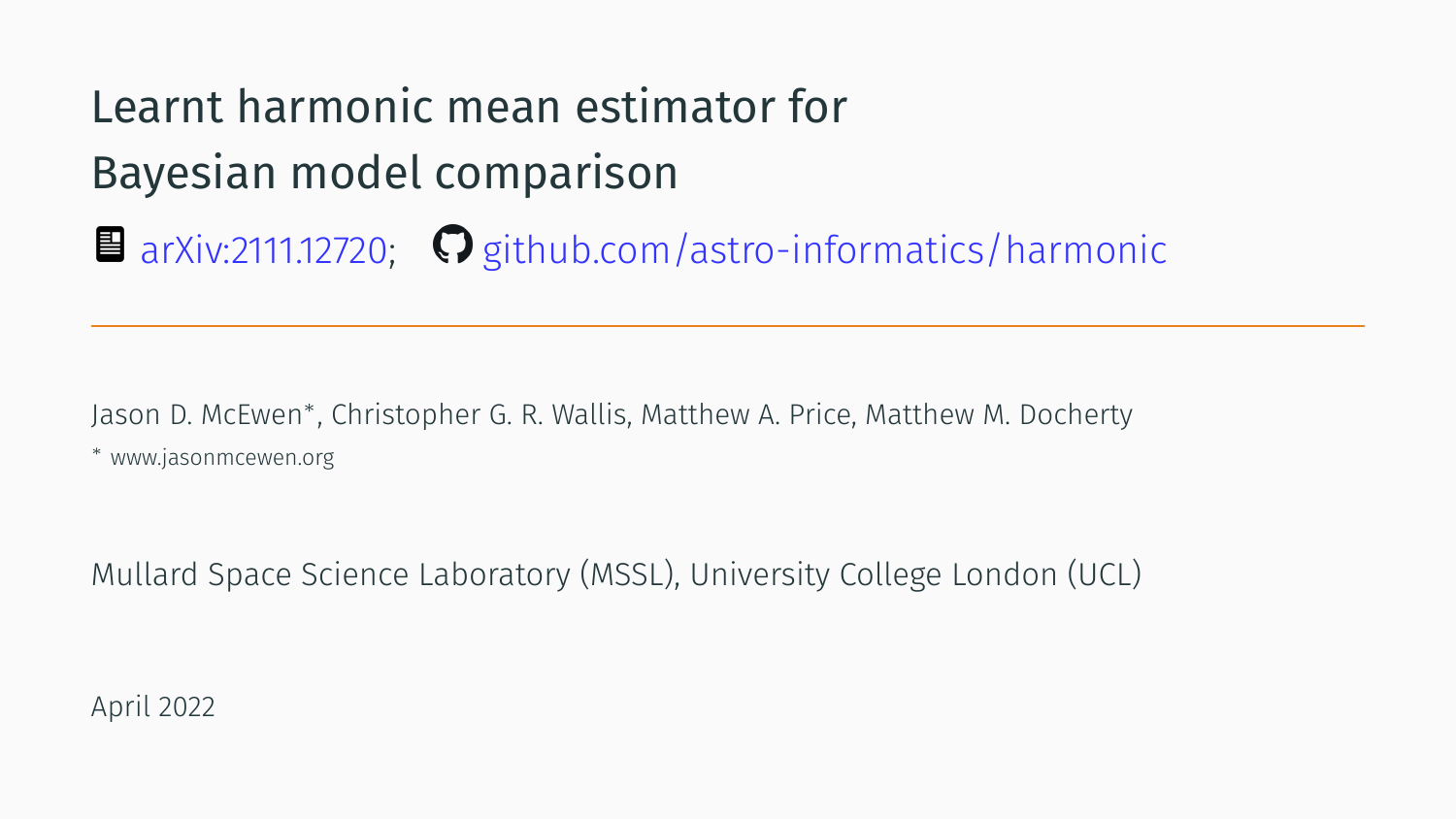# Learnt harmonic mean estimator for Bayesian model comparison

arXiv:2111.12720; github.com/astro-informatics/harmonic

---

Jason D. McEwen*, Christopher G. R. Wallis, Matthew A. Price, Matthew M. Docherty

* www.jasonmcewen.org

Mullard Space Science Laboratory (MSSL), University College London (UCL)

April 2022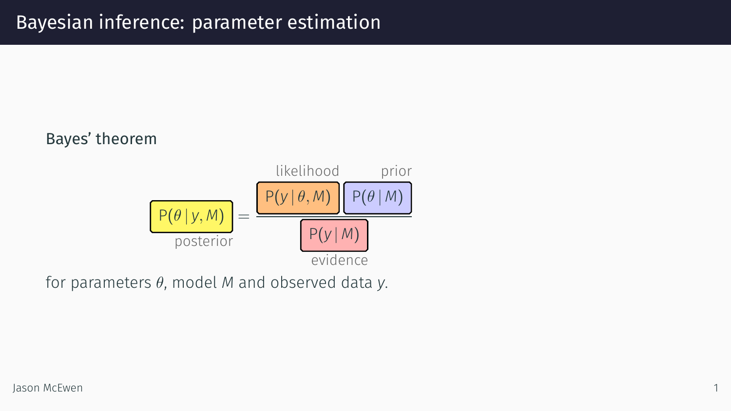# Bayesian inference: parameter estimation

Bayes' theorem

$$\underbrace{\mathrm{P}(\theta \,|\, y, M)}_{\text{posterior}} = \frac{\overbrace{\mathrm{P}(y \,|\, \theta, M)}^{\text{likelihood}} \; \overbrace{\mathrm{P}(\theta \,|\, M)}^{\text{prior}}}{\underbrace{\mathrm{P}(y \,|\, M)}_{\text{evidence}}}$$

for parameters $\theta$, model $M$ and observed data $y$.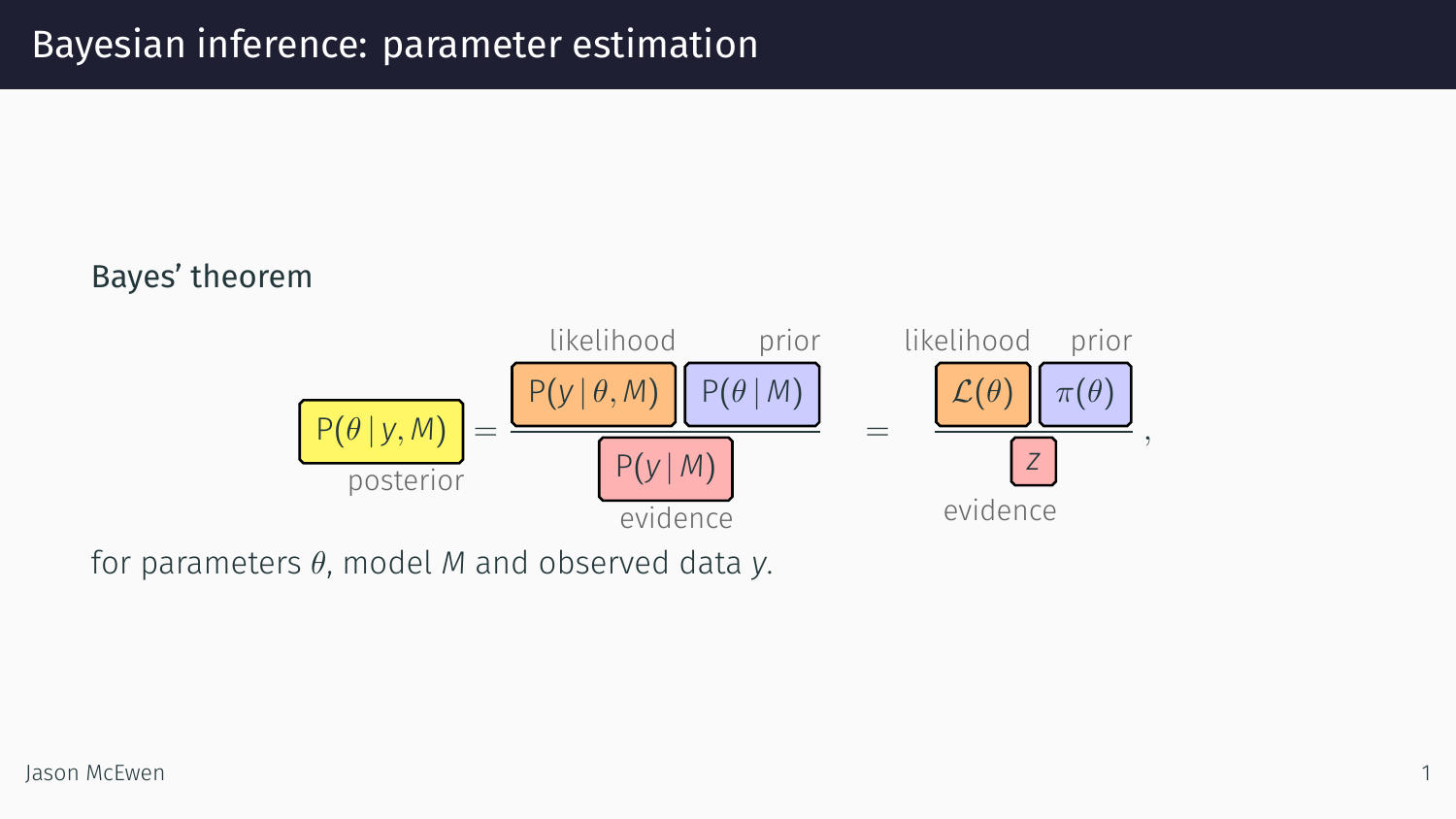# Bayesian inference: parameter estimation

**Bayes' theorem**

$$
\underbrace{\mathrm{P}(\theta \mid y, M)}_{\text{posterior}} = \frac{\overbrace{\mathrm{P}(y \mid \theta, M)}^{\text{likelihood}} \; \overbrace{\mathrm{P}(\theta \mid M)}^{\text{prior}}}{\underbrace{\mathrm{P}(y \mid M)}_{\text{evidence}}} = \frac{\overbrace{\mathcal{L}(\theta)}^{\text{likelihood}} \; \overbrace{\pi(\theta)}^{\text{prior}}}{\underbrace{z}_{\text{evidence}}},
$$

for parameters $\theta$, model $M$ and observed data $y$.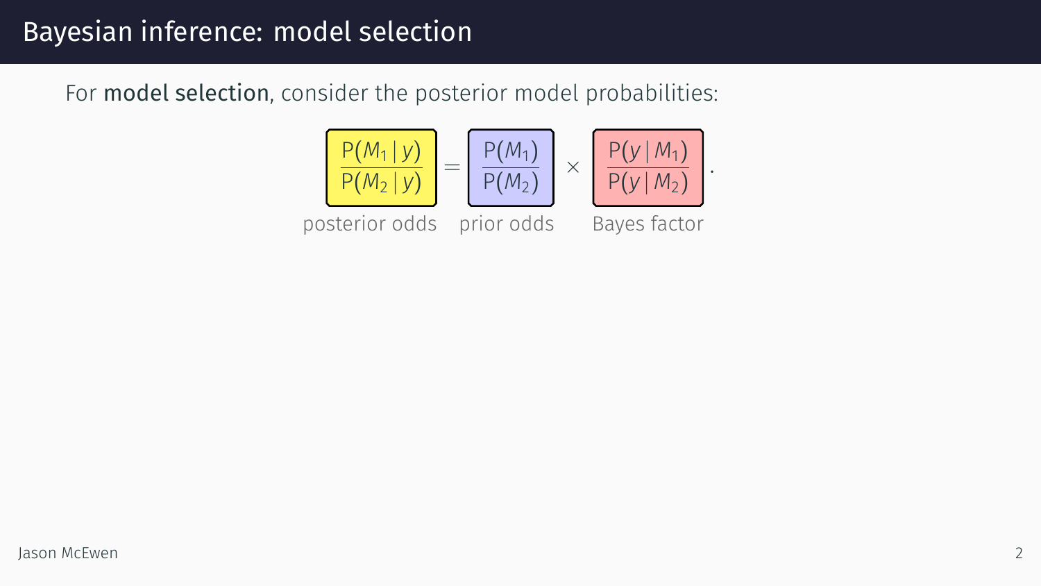# Bayesian inference: model selection

For **model selection**, consider the posterior model probabilities:

$$\underbrace{\frac{P(M_1 \mid y)}{P(M_2 \mid y)}}_{\text{posterior odds}} = \underbrace{\frac{P(M_1)}{P(M_2)}}_{\text{prior odds}} \times \underbrace{\frac{P(y \mid M_1)}{P(y \mid M_2)}}_{\text{Bayes factor}} .$$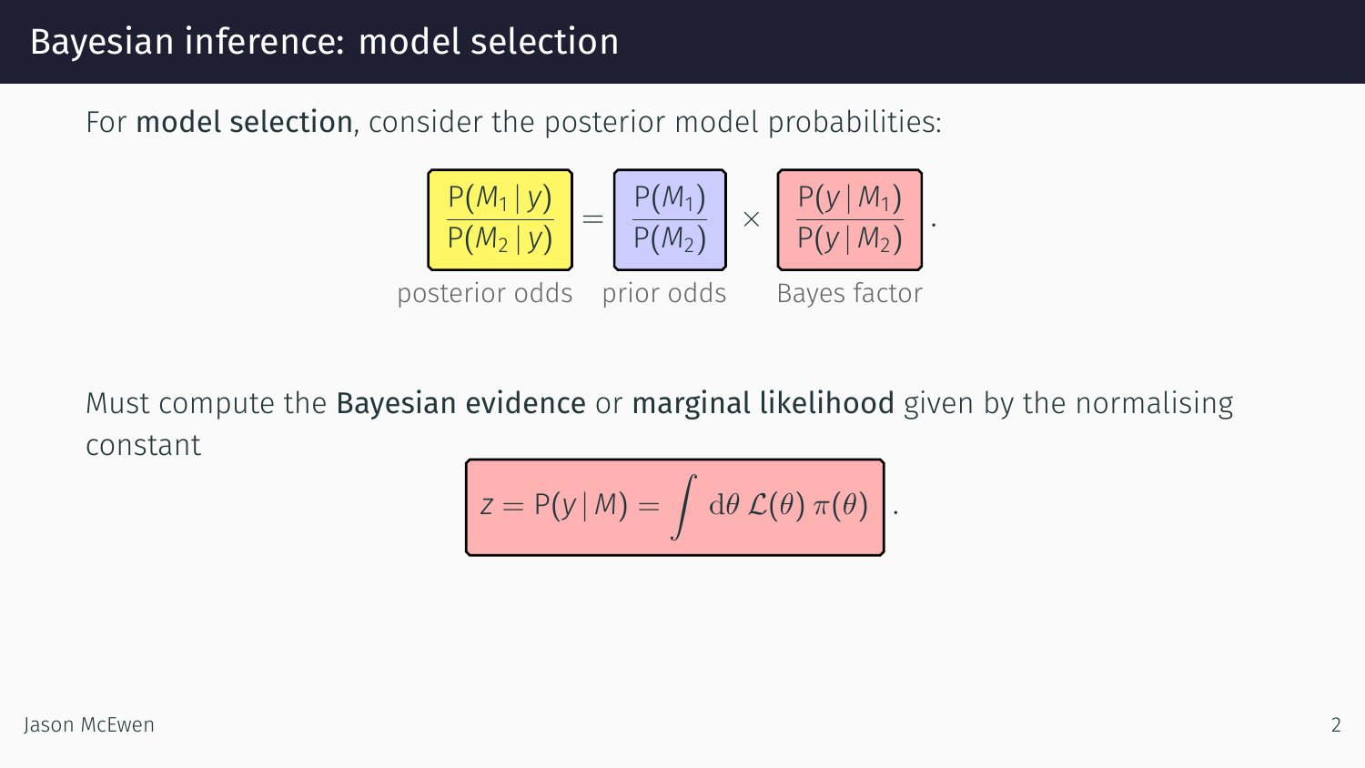# Bayesian inference: model selection

For **model selection**, consider the posterior model probabilities:

$$
\underbrace{\frac{P(M_1 \mid y)}{P(M_2 \mid y)}}_{\text{posterior odds}} = \underbrace{\frac{P(M_1)}{P(M_2)}}_{\text{prior odds}} \times \underbrace{\frac{P(y \mid M_1)}{P(y \mid M_2)}}_{\text{Bayes factor}} .
$$

Must compute the **Bayesian evidence** or **marginal likelihood** given by the normalising constant

$$
z = P(y \mid M) = \int \mathrm{d}\theta \, \mathcal{L}(\theta) \, \pi(\theta) .
$$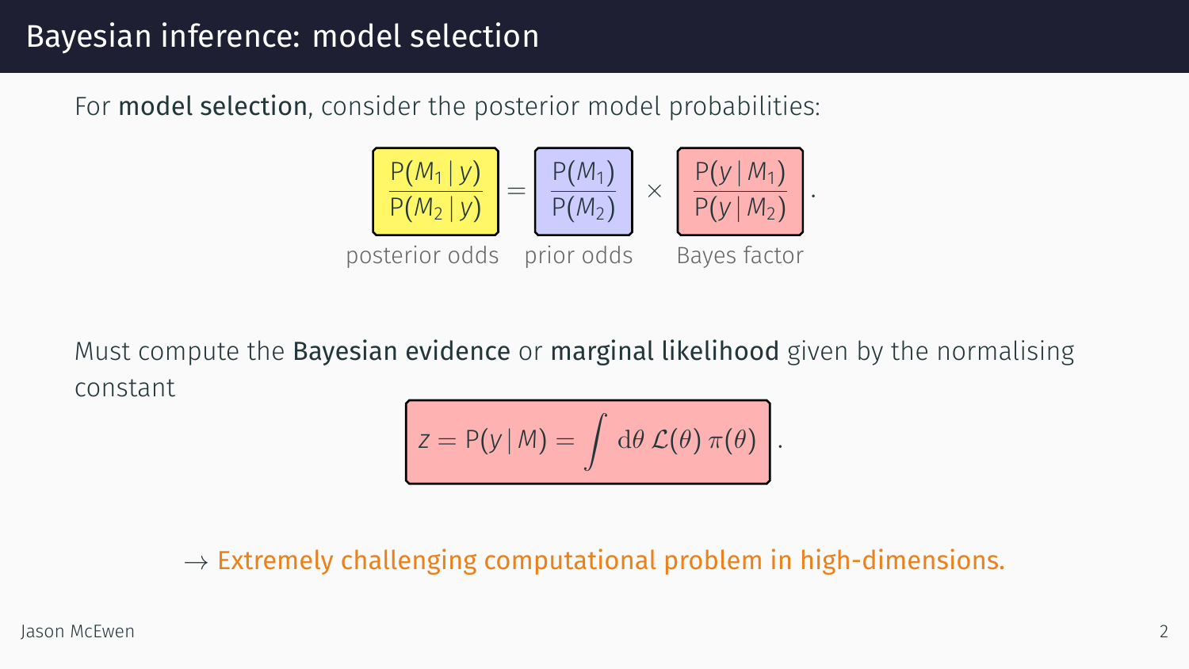# Bayesian inference: model selection

For **model selection**, consider the posterior model probabilities:

$$\underbrace{\frac{\mathrm{P}(M_1 \mid y)}{\mathrm{P}(M_2 \mid y)}}_{\text{posterior odds}} = \underbrace{\frac{\mathrm{P}(M_1)}{\mathrm{P}(M_2)}}_{\text{prior odds}} \times \underbrace{\frac{\mathrm{P}(y \mid M_1)}{\mathrm{P}(y \mid M_2)}}_{\text{Bayes factor}} .$$

Must compute the **Bayesian evidence** or **marginal likelihood** given by the normalising constant

$$z = \mathrm{P}(y \mid M) = \int \mathrm{d}\theta \, \mathcal{L}(\theta) \, \pi(\theta) .$$

→ Extremely challenging computational problem in high-dimensions.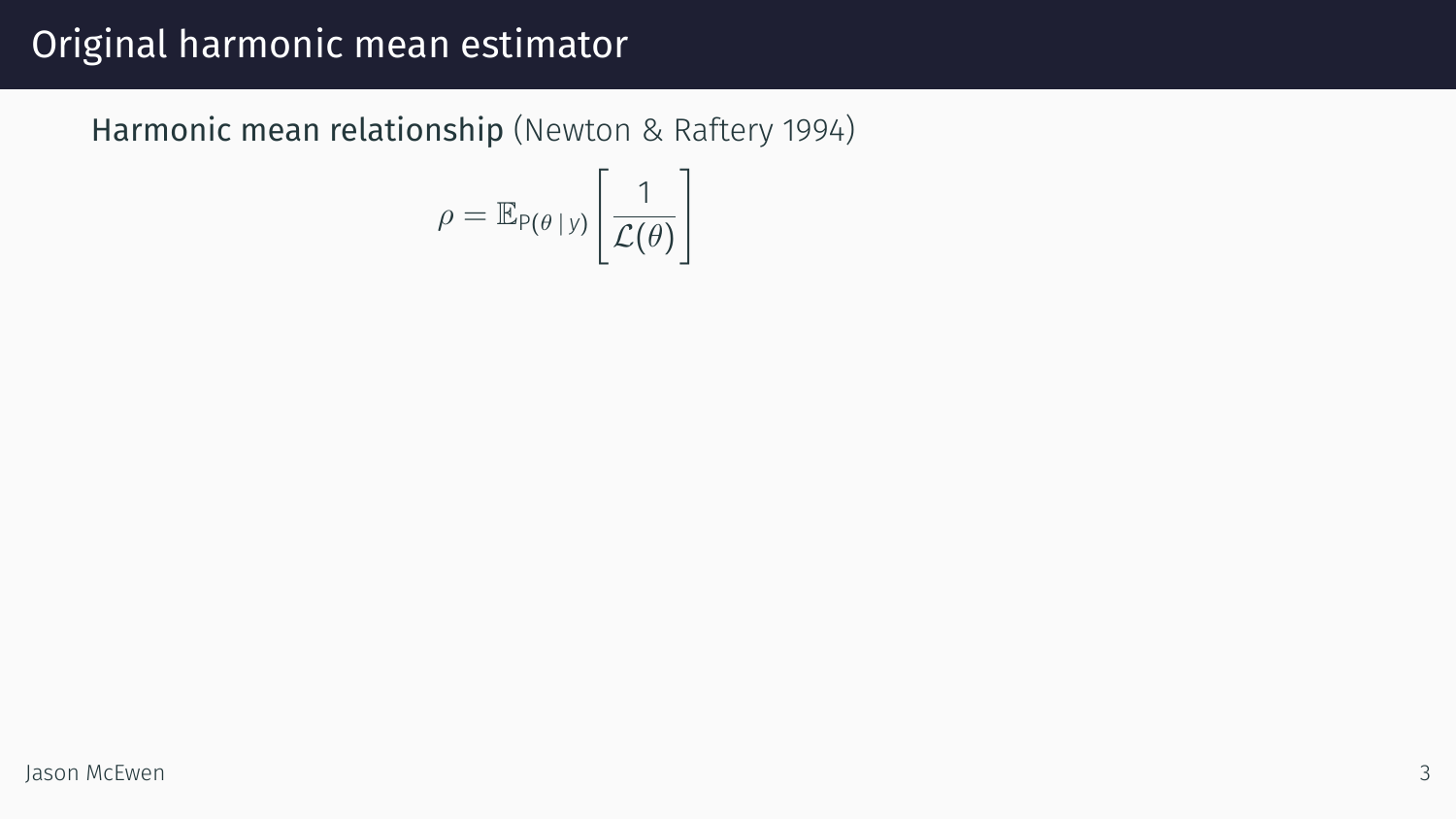# Original harmonic mean estimator

**Harmonic mean relationship** (Newton & Raftery 1994)

$$\rho = \mathbb{E}_{\mathrm{P}(\theta \,|\, y)} \left[ \frac{1}{\mathcal{L}(\theta)} \right]$$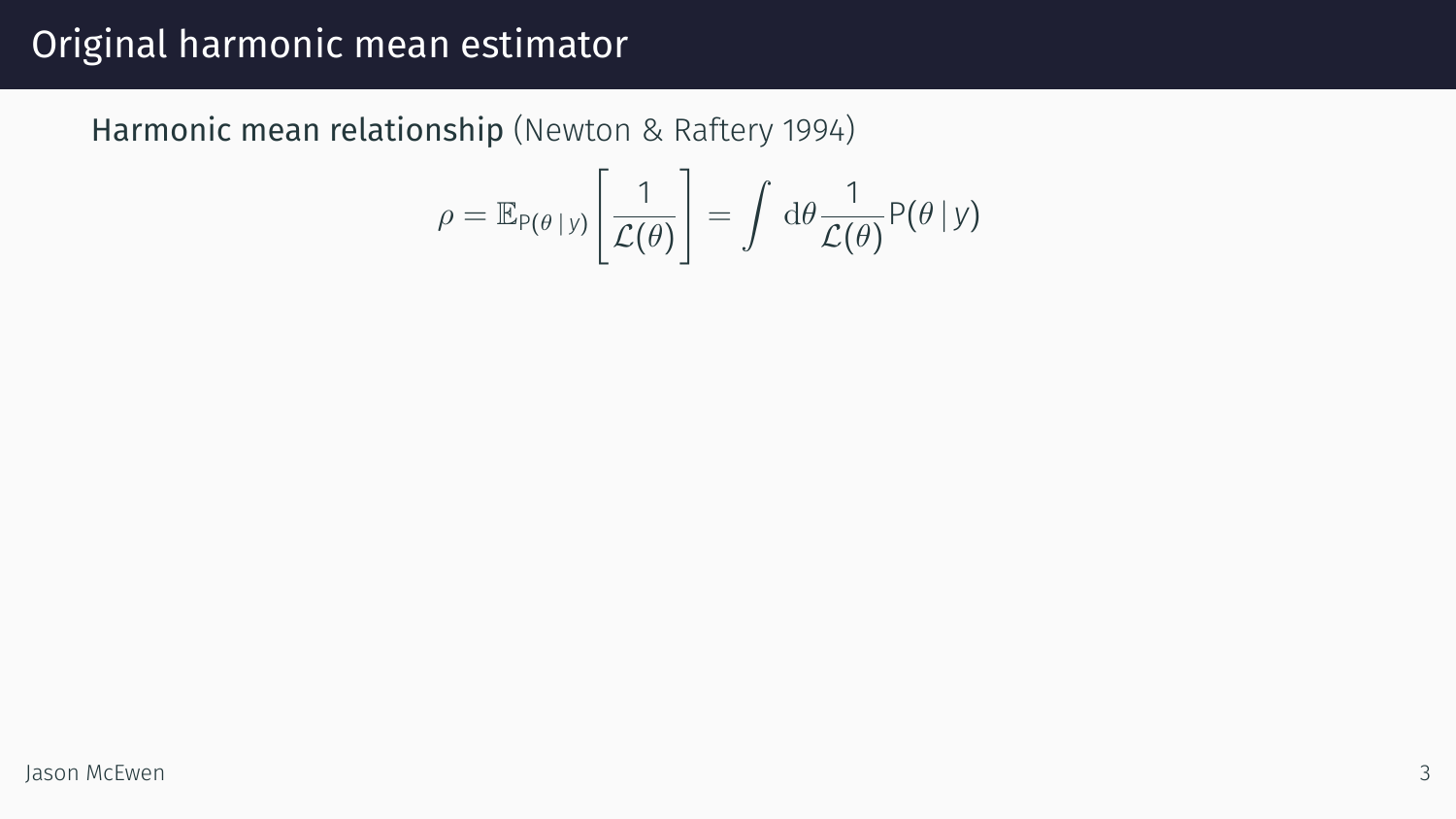# Original harmonic mean estimator

Harmonic mean relationship (Newton & Raftery 1994)

$$\rho = \mathbb{E}_{\mathrm{P}(\theta \,|\, y)}\left[\frac{1}{\mathcal{L}(\theta)}\right] = \int \mathrm{d}\theta \frac{1}{\mathcal{L}(\theta)} \mathrm{P}(\theta \,|\, y)$$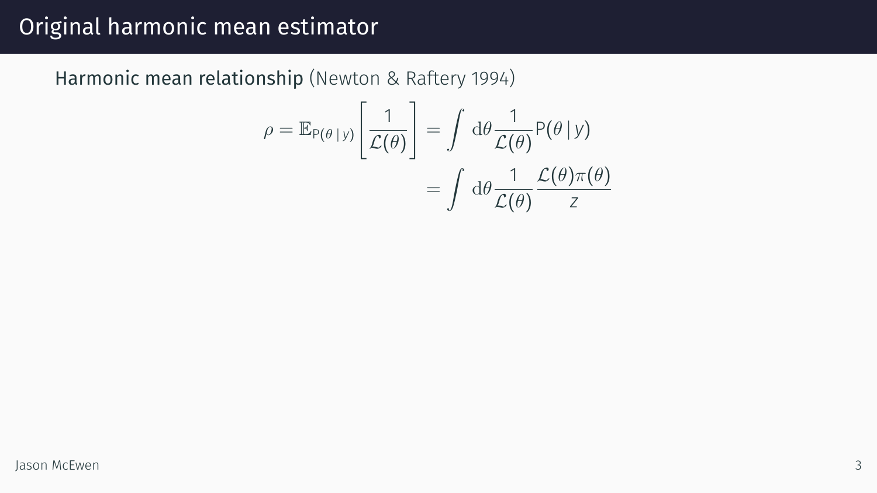# Original harmonic mean estimator

Harmonic mean relationship (Newton & Raftery 1994)

$$
\begin{aligned}
\rho = \mathbb{E}_{\mathrm{P}(\theta \,|\, y)}\left[\frac{1}{\mathcal{L}(\theta)}\right] &= \int \mathrm{d}\theta \frac{1}{\mathcal{L}(\theta)} \mathrm{P}(\theta \,|\, y) \\
&= \int \mathrm{d}\theta \frac{1}{\mathcal{L}(\theta)} \frac{\mathcal{L}(\theta)\pi(\theta)}{z}
\end{aligned}
$$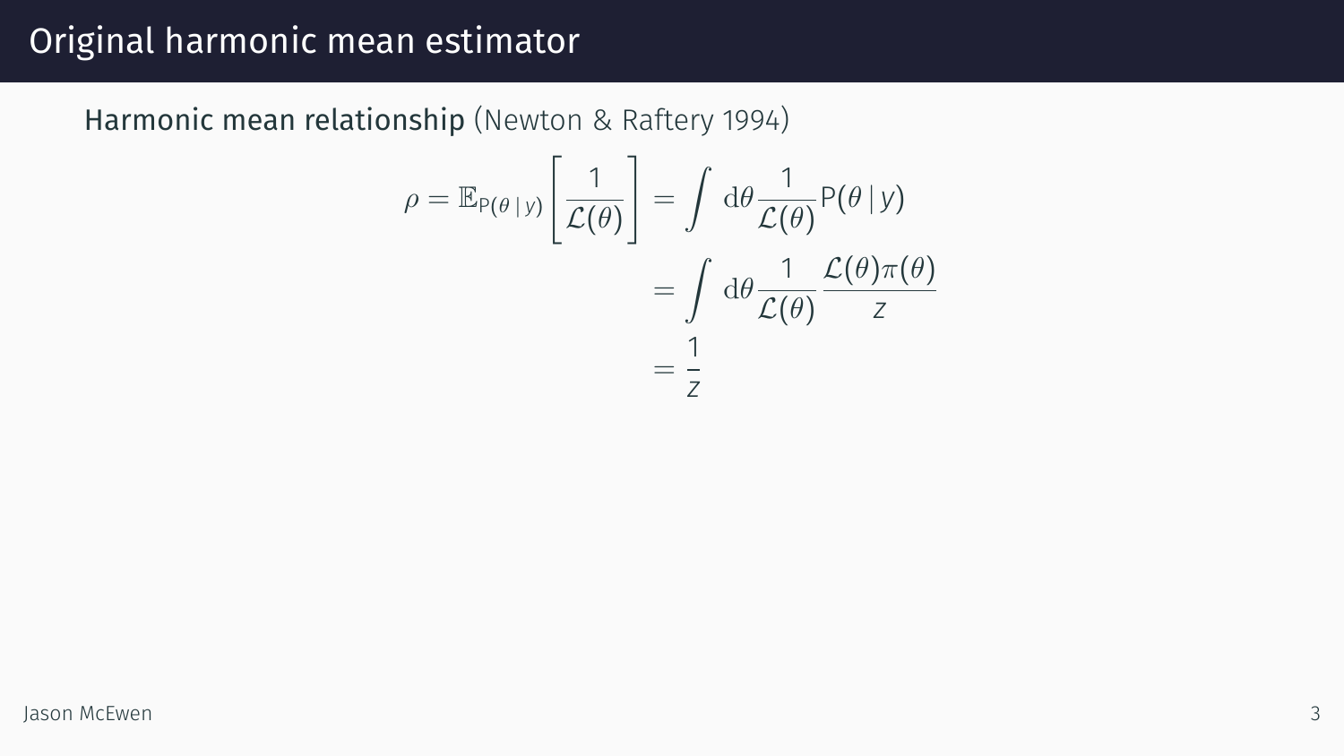# Original harmonic mean estimator

**Harmonic mean relationship** (Newton & Raftery 1994)

$$
\begin{aligned}
\rho = \mathbb{E}_{\mathrm{P}(\theta \,|\, y)}\left[\frac{1}{\mathcal{L}(\theta)}\right] &= \int \mathrm{d}\theta \frac{1}{\mathcal{L}(\theta)} \mathrm{P}(\theta \,|\, y) \\
&= \int \mathrm{d}\theta \frac{1}{\mathcal{L}(\theta)} \frac{\mathcal{L}(\theta)\pi(\theta)}{z} \\
&= \frac{1}{z}
\end{aligned}
$$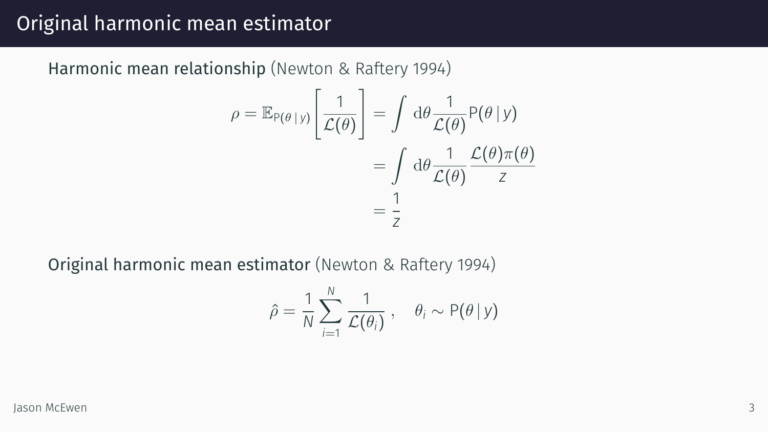# Original harmonic mean estimator

Harmonic mean relationship (Newton & Raftery 1994)

$$
\begin{aligned}
\rho = \mathbb{E}_{\mathrm{P}(\theta \,|\, y)}\left[\frac{1}{\mathcal{L}(\theta)}\right] &= \int \mathrm{d}\theta \frac{1}{\mathcal{L}(\theta)} \mathrm{P}(\theta \,|\, y) \\
&= \int \mathrm{d}\theta \frac{1}{\mathcal{L}(\theta)} \frac{\mathcal{L}(\theta)\pi(\theta)}{z} \\
&= \frac{1}{z}
\end{aligned}
$$

Original harmonic mean estimator (Newton & Raftery 1994)

$$
\hat{\rho} = \frac{1}{N} \sum_{i=1}^{N} \frac{1}{\mathcal{L}(\theta_i)}, \quad \theta_i \sim \mathrm{P}(\theta \,|\, y)
$$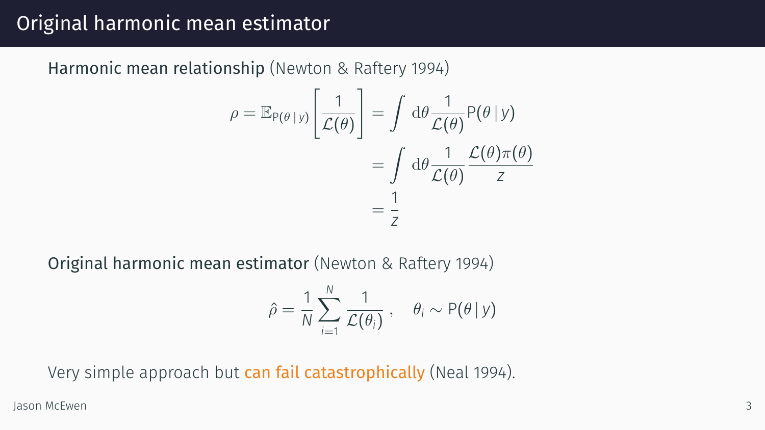# Original harmonic mean estimator

**Harmonic mean relationship** (Newton & Raftery 1994)

$$
\begin{aligned}
\rho = \mathbb{E}_{\mathrm{P}(\theta \,|\, y)}\left[\frac{1}{\mathcal{L}(\theta)}\right] &= \int \mathrm{d}\theta \frac{1}{\mathcal{L}(\theta)} \mathrm{P}(\theta \,|\, y) \\
&= \int \mathrm{d}\theta \frac{1}{\mathcal{L}(\theta)} \frac{\mathcal{L}(\theta)\pi(\theta)}{z} \\
&= \frac{1}{z}
\end{aligned}
$$

**Original harmonic mean estimator** (Newton & Raftery 1994)

$$
\hat{\rho} = \frac{1}{N} \sum_{i=1}^{N} \frac{1}{\mathcal{L}(\theta_i)}\,, \quad \theta_i \sim \mathrm{P}(\theta \,|\, y)
$$

Very simple approach but can fail catastrophically (Neal 1994).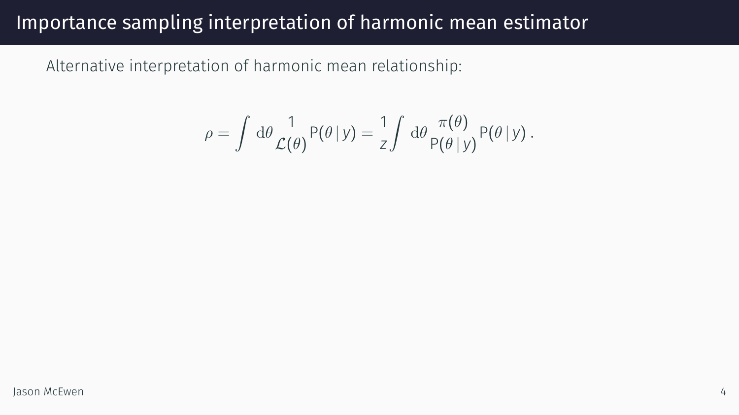# Importance sampling interpretation of harmonic mean estimator

Alternative interpretation of harmonic mean relationship:

$$\rho = \int \mathrm{d}\theta \frac{1}{\mathcal{L}(\theta)} \mathrm{P}(\theta \,|\, y) = \frac{1}{z} \int \mathrm{d}\theta \frac{\pi(\theta)}{\mathrm{P}(\theta \,|\, y)} \mathrm{P}(\theta \,|\, y) \,.$$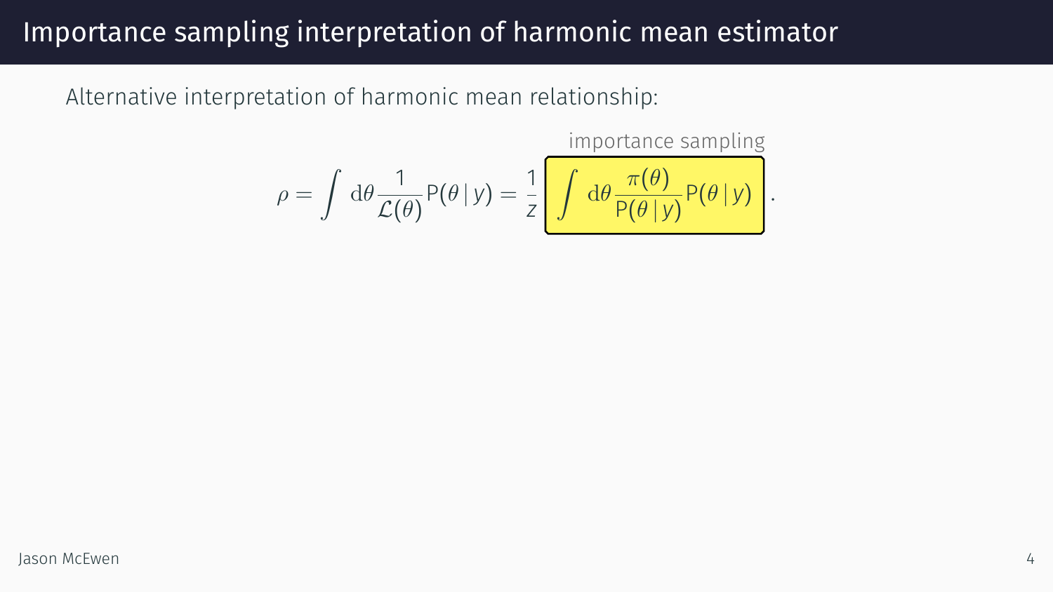# Importance sampling interpretation of harmonic mean estimator

Alternative interpretation of harmonic mean relationship:

$$\rho = \int \mathrm{d}\theta \frac{1}{\mathcal{L}(\theta)} \mathsf{P}(\theta \,|\, y) = \frac{1}{z} \underbrace{\int \mathrm{d}\theta \frac{\pi(\theta)}{\mathsf{P}(\theta \,|\, y)} \mathsf{P}(\theta \,|\, y)}_{\text{importance sampling}} .$$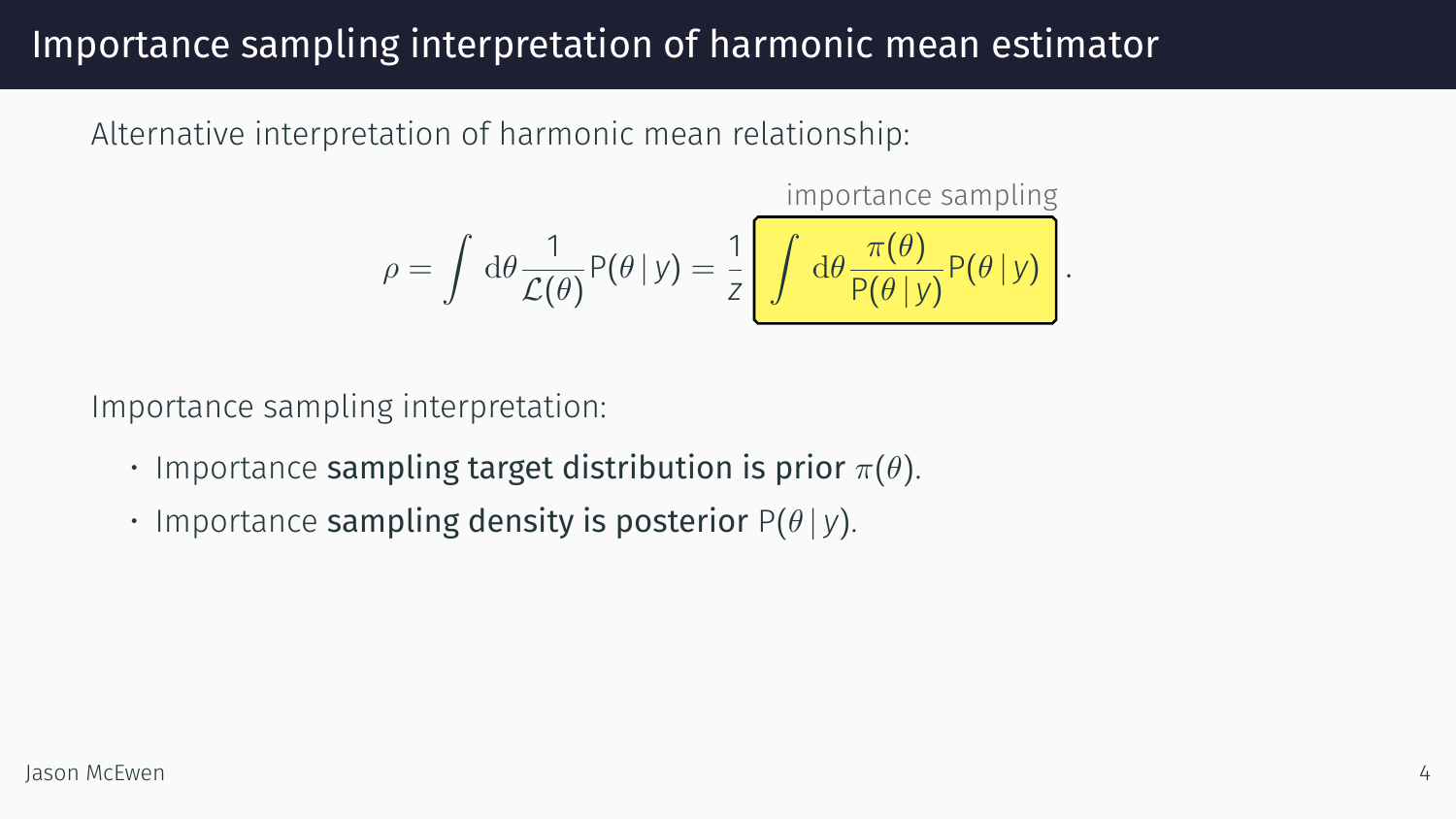# Importance sampling interpretation of harmonic mean estimator

Alternative interpretation of harmonic mean relationship:

$$\rho = \int \mathrm{d}\theta \frac{1}{\mathcal{L}(\theta)} \mathrm{P}(\theta \,|\, y) = \frac{1}{z} \underbrace{\boxed{\int \mathrm{d}\theta \frac{\pi(\theta)}{\mathrm{P}(\theta \,|\, y)} \mathrm{P}(\theta \,|\, y)}}_{\text{importance sampling}} .$$

Importance sampling interpretation:

- Importance **sampling target distribution is prior** $\pi(\theta)$.
- Importance **sampling density is posterior** $\mathrm{P}(\theta \,|\, y)$.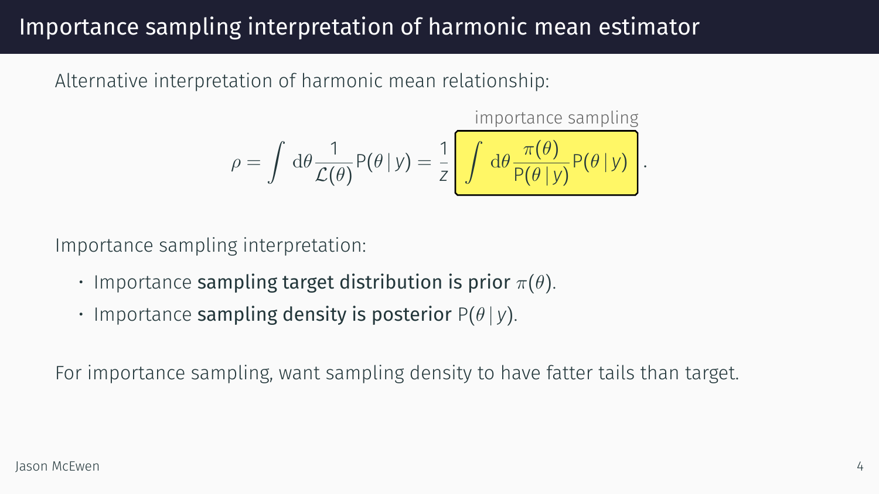# Importance sampling interpretation of harmonic mean estimator

Alternative interpretation of harmonic mean relationship:

$$\rho = \int \mathrm{d}\theta \frac{1}{\mathcal{L}(\theta)} \mathrm{P}(\theta \,|\, y) = \frac{1}{z} \underbrace{\int \mathrm{d}\theta \frac{\pi(\theta)}{\mathrm{P}(\theta \,|\, y)} \mathrm{P}(\theta \,|\, y)}_{\text{importance sampling}} .$$

Importance sampling interpretation:

- Importance **sampling target distribution is prior** $\pi(\theta)$.
- Importance **sampling density is posterior** $\mathrm{P}(\theta \,|\, y)$.

For importance sampling, want sampling density to have fatter tails than target.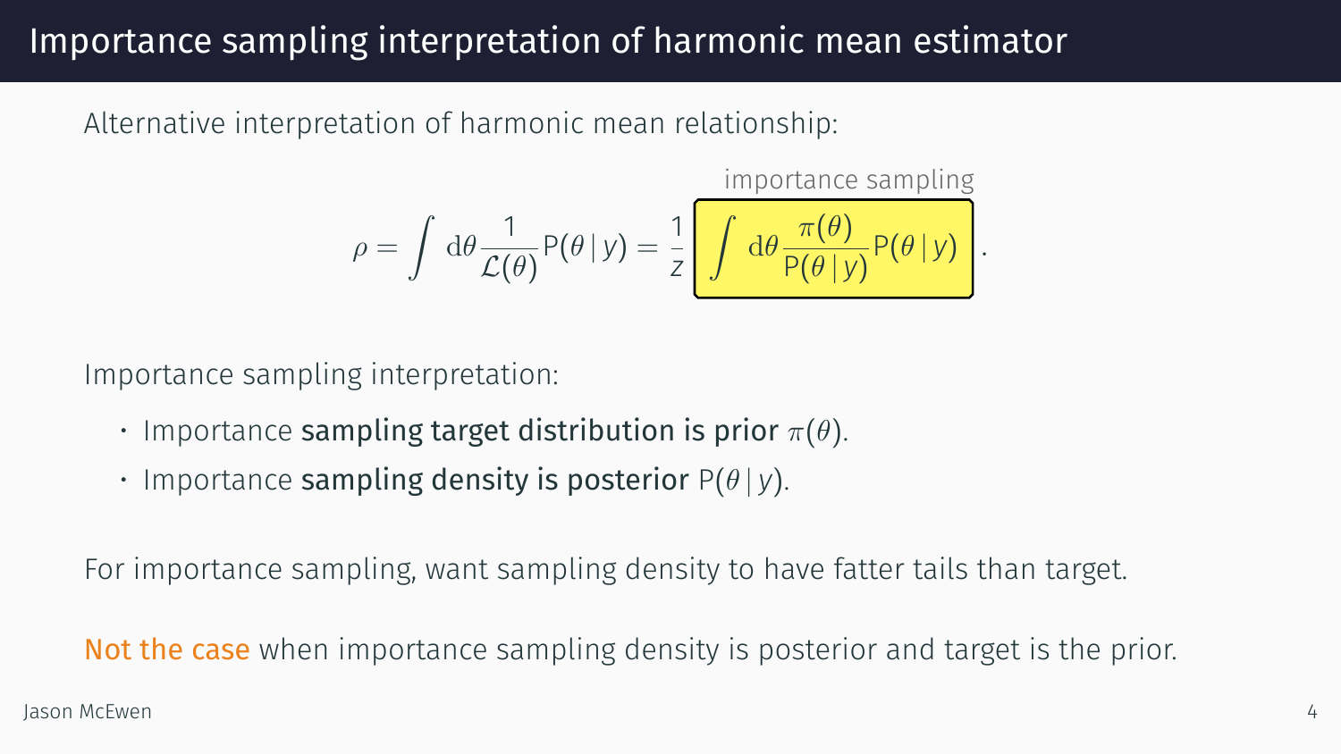# Importance sampling interpretation of harmonic mean estimator

Alternative interpretation of harmonic mean relationship:

$$\rho = \int \mathrm{d}\theta \frac{1}{\mathcal{L}(\theta)} \mathrm{P}(\theta \,|\, y) = \frac{1}{z} \underbrace{\int \mathrm{d}\theta \frac{\pi(\theta)}{\mathrm{P}(\theta \,|\, y)} \mathrm{P}(\theta \,|\, y)}_{\text{importance sampling}} .$$

Importance sampling interpretation:

- Importance **sampling target distribution is prior** $\pi(\theta)$.
- Importance **sampling density is posterior** $\mathrm{P}(\theta \,|\, y)$.

For importance sampling, want sampling density to have fatter tails than target.

Not the case when importance sampling density is posterior and target is the prior.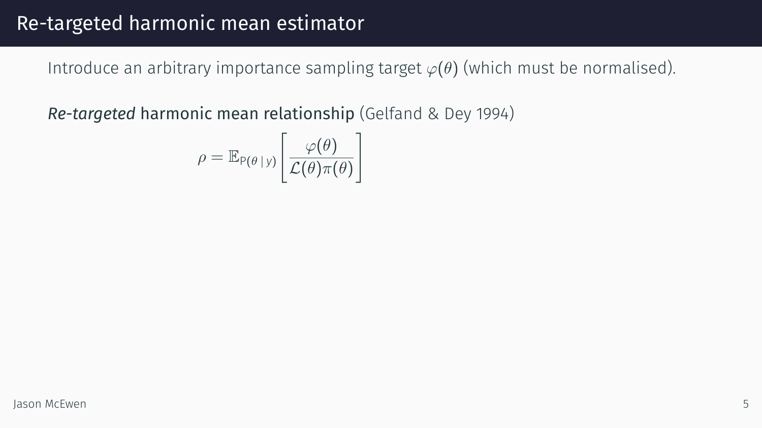# Re-targeted harmonic mean estimator

Introduce an arbitrary importance sampling target $\varphi(\theta)$ (which must be normalised).

***Re-targeted*** **harmonic mean relationship** (Gelfand & Dey 1994)

$$\rho = \mathbb{E}_{\mathrm{P}(\theta \,|\, y)} \left[ \frac{\varphi(\theta)}{\mathcal{L}(\theta)\pi(\theta)} \right]$$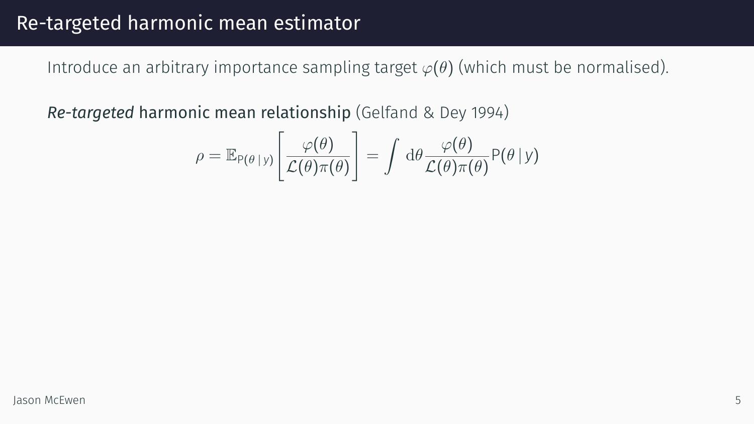# Re-targeted harmonic mean estimator

Introduce an arbitrary importance sampling target $\varphi(\theta)$ (which must be normalised).

*Re-targeted* harmonic mean relationship (Gelfand & Dey 1994)

$$\rho = \mathbb{E}_{\mathrm{P}(\theta \,|\, y)}\left[\frac{\varphi(\theta)}{\mathcal{L}(\theta)\pi(\theta)}\right] = \int \mathrm{d}\theta \frac{\varphi(\theta)}{\mathcal{L}(\theta)\pi(\theta)} \mathrm{P}(\theta \,|\, y)$$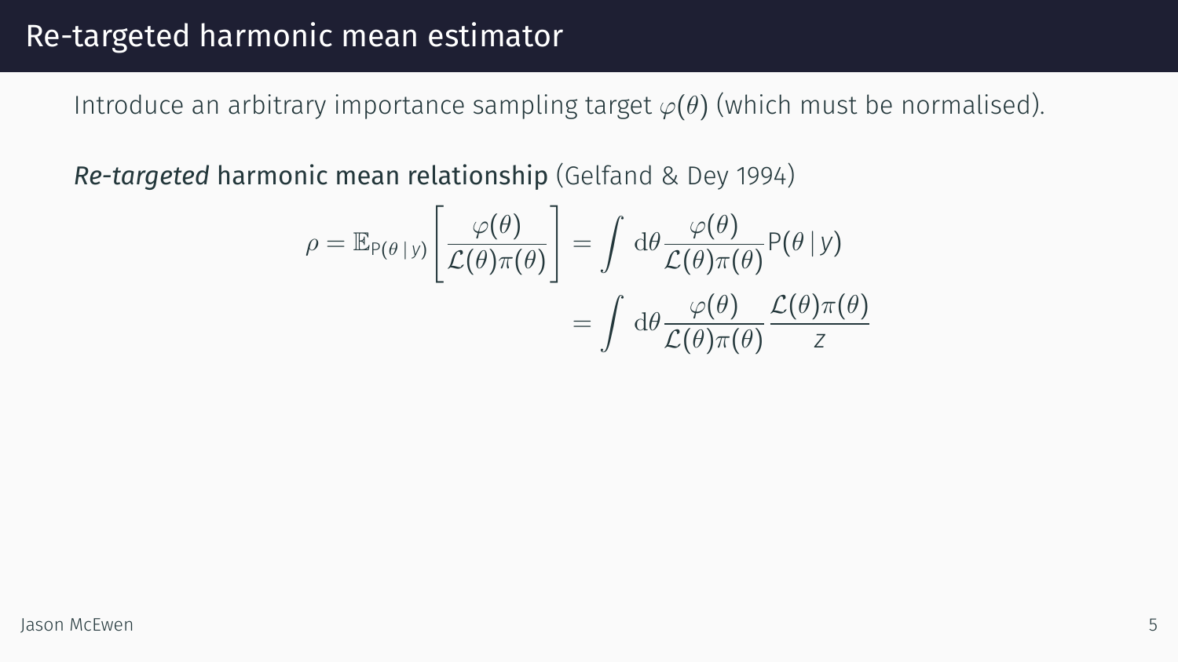# Re-targeted harmonic mean estimator

Introduce an arbitrary importance sampling target $\varphi(\theta)$ (which must be normalised).

***Re-targeted*** **harmonic mean relationship** (Gelfand & Dey 1994)

$$
\begin{aligned}
\rho = \mathbb{E}_{\mathrm{P}(\theta \,|\, y)} \left[ \frac{\varphi(\theta)}{\mathcal{L}(\theta)\pi(\theta)} \right] &= \int \mathrm{d}\theta \frac{\varphi(\theta)}{\mathcal{L}(\theta)\pi(\theta)} \mathrm{P}(\theta \,|\, y) \\
&= \int \mathrm{d}\theta \frac{\varphi(\theta)}{\mathcal{L}(\theta)\pi(\theta)} \frac{\mathcal{L}(\theta)\pi(\theta)}{z}
\end{aligned}
$$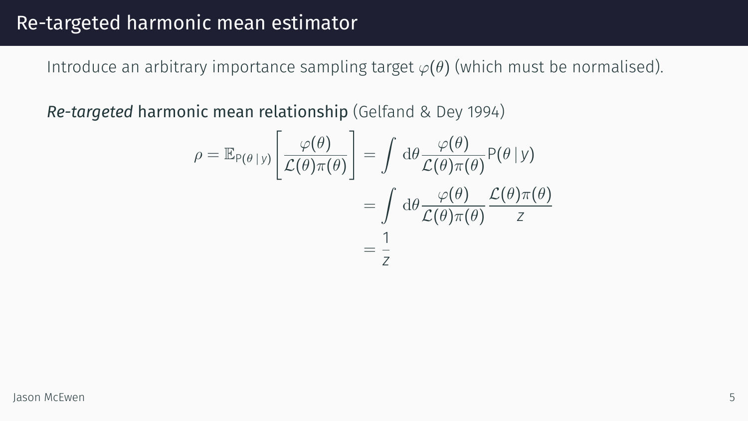# Re-targeted harmonic mean estimator

Introduce an arbitrary importance sampling target $\varphi(\theta)$ (which must be normalised).

*Re-targeted* **harmonic mean relationship** (Gelfand & Dey 1994)

$$
\begin{aligned}
\rho = \mathbb{E}_{\mathrm{P}(\theta \,|\, y)}\left[\frac{\varphi(\theta)}{\mathcal{L}(\theta)\pi(\theta)}\right] &= \int \mathrm{d}\theta \frac{\varphi(\theta)}{\mathcal{L}(\theta)\pi(\theta)} \mathrm{P}(\theta \,|\, y) \\
&= \int \mathrm{d}\theta \frac{\varphi(\theta)}{\mathcal{L}(\theta)\pi(\theta)} \frac{\mathcal{L}(\theta)\pi(\theta)}{z} \\
&= \frac{1}{z}
\end{aligned}
$$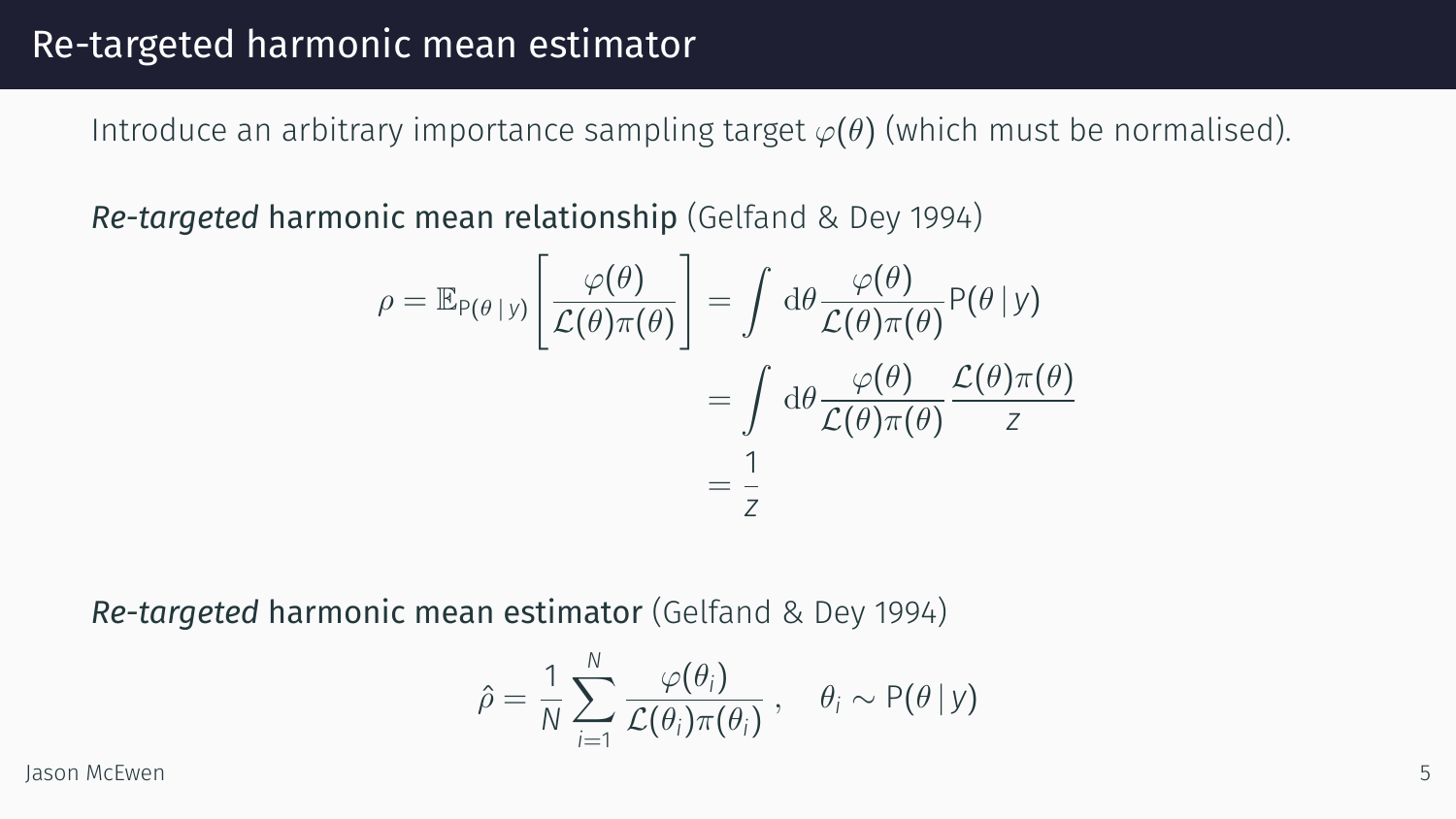# Re-targeted harmonic mean estimator

Introduce an arbitrary importance sampling target $\varphi(\theta)$ (which must be normalised).

*Re-targeted* harmonic mean relationship (Gelfand & Dey 1994)

$$
\begin{aligned}
\rho = \mathbb{E}_{\mathrm{P}(\theta \,|\, y)}\left[\frac{\varphi(\theta)}{\mathcal{L}(\theta)\pi(\theta)}\right] &= \int \mathrm{d}\theta \frac{\varphi(\theta)}{\mathcal{L}(\theta)\pi(\theta)} \mathrm{P}(\theta \,|\, y) \\
&= \int \mathrm{d}\theta \frac{\varphi(\theta)}{\mathcal{L}(\theta)\pi(\theta)} \frac{\mathcal{L}(\theta)\pi(\theta)}{z} \\
&= \frac{1}{z}
\end{aligned}
$$

*Re-targeted* harmonic mean estimator (Gelfand & Dey 1994)

$$
\hat{\rho} = \frac{1}{N} \sum_{i=1}^{N} \frac{\varphi(\theta_i)}{\mathcal{L}(\theta_i)\pi(\theta_i)}, \quad \theta_i \sim \mathrm{P}(\theta \,|\, y)
$$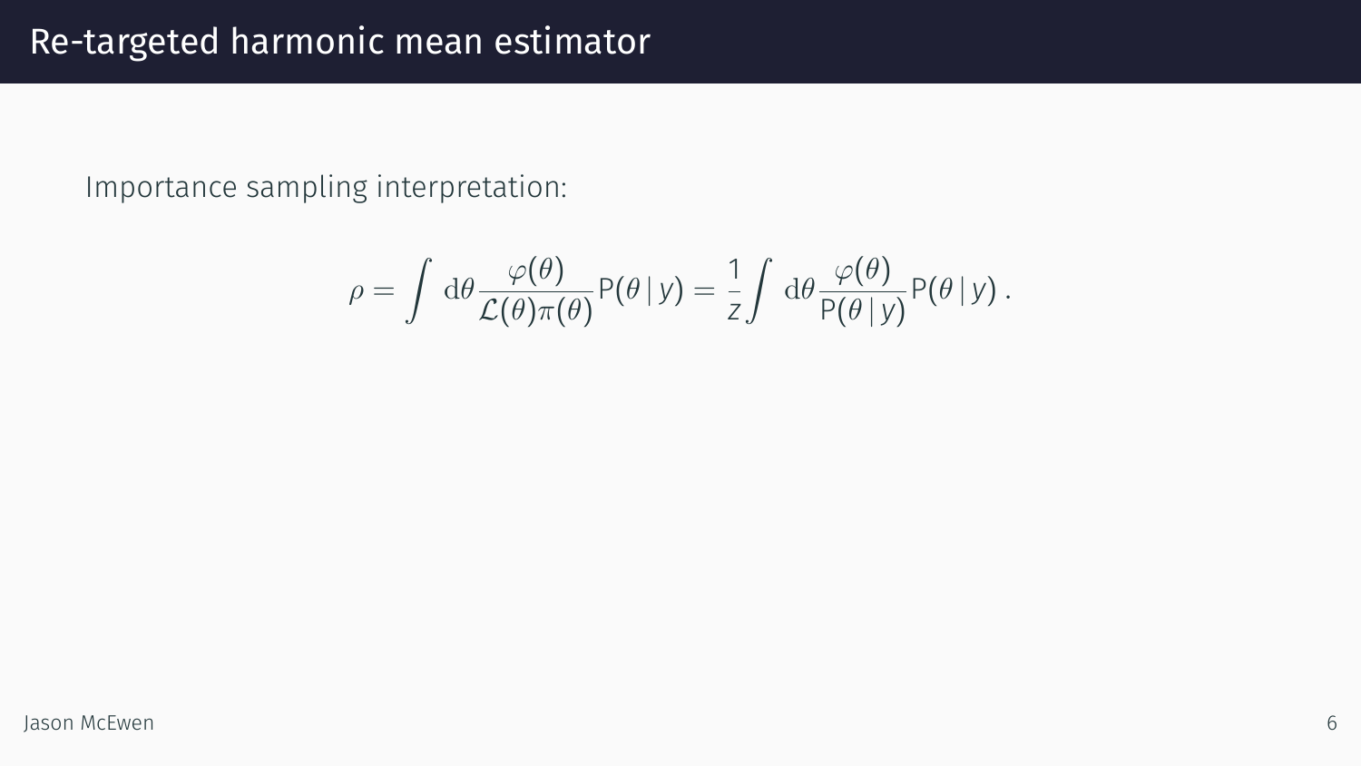# Re-targeted harmonic mean estimator

Importance sampling interpretation:

$$\rho = \int \mathrm{d}\theta \frac{\varphi(\theta)}{\mathcal{L}(\theta)\pi(\theta)} \mathsf{P}(\theta \,|\, y) = \frac{1}{z} \int \mathrm{d}\theta \frac{\varphi(\theta)}{\mathsf{P}(\theta \,|\, y)} \mathsf{P}(\theta \,|\, y) \,.$$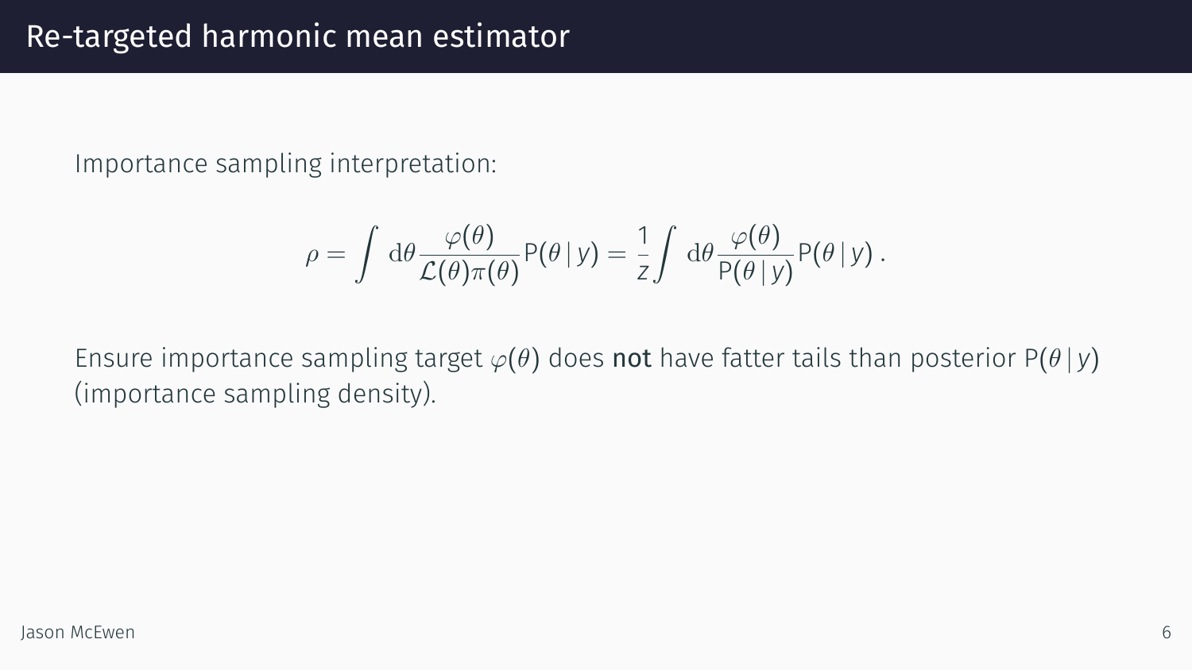# Re-targeted harmonic mean estimator

Importance sampling interpretation:

$$\rho = \int \mathrm{d}\theta \frac{\varphi(\theta)}{\mathcal{L}(\theta)\pi(\theta)} \mathrm{P}(\theta \,|\, y) = \frac{1}{z} \int \mathrm{d}\theta \frac{\varphi(\theta)}{\mathrm{P}(\theta \,|\, y)} \mathrm{P}(\theta \,|\, y) \,.$$

Ensure importance sampling target $\varphi(\theta)$ does **not** have fatter tails than posterior $\mathrm{P}(\theta \,|\, y)$ (importance sampling density).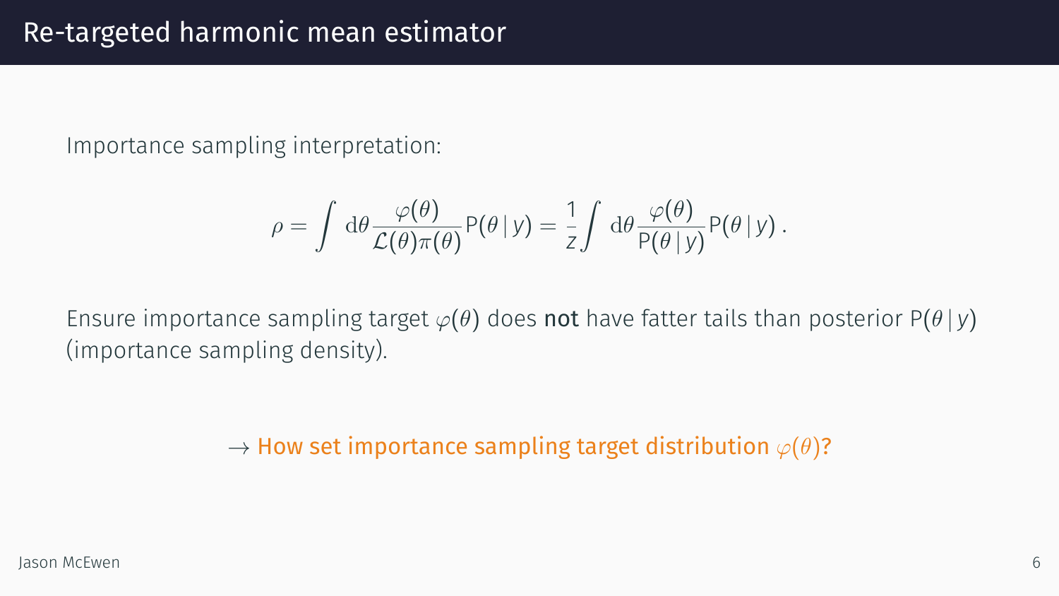# Re-targeted harmonic mean estimator

Importance sampling interpretation:

$$\rho = \int \mathrm{d}\theta \frac{\varphi(\theta)}{\mathcal{L}(\theta)\pi(\theta)} \mathrm{P}(\theta \,|\, y) = \frac{1}{z} \int \mathrm{d}\theta \frac{\varphi(\theta)}{\mathrm{P}(\theta \,|\, y)} \mathrm{P}(\theta \,|\, y)\,.$$

Ensure importance sampling target $\varphi(\theta)$ does **not** have fatter tails than posterior $\mathrm{P}(\theta \,|\, y)$ (importance sampling density).

$\rightarrow$ How set importance sampling target distribution $\varphi(\theta)$?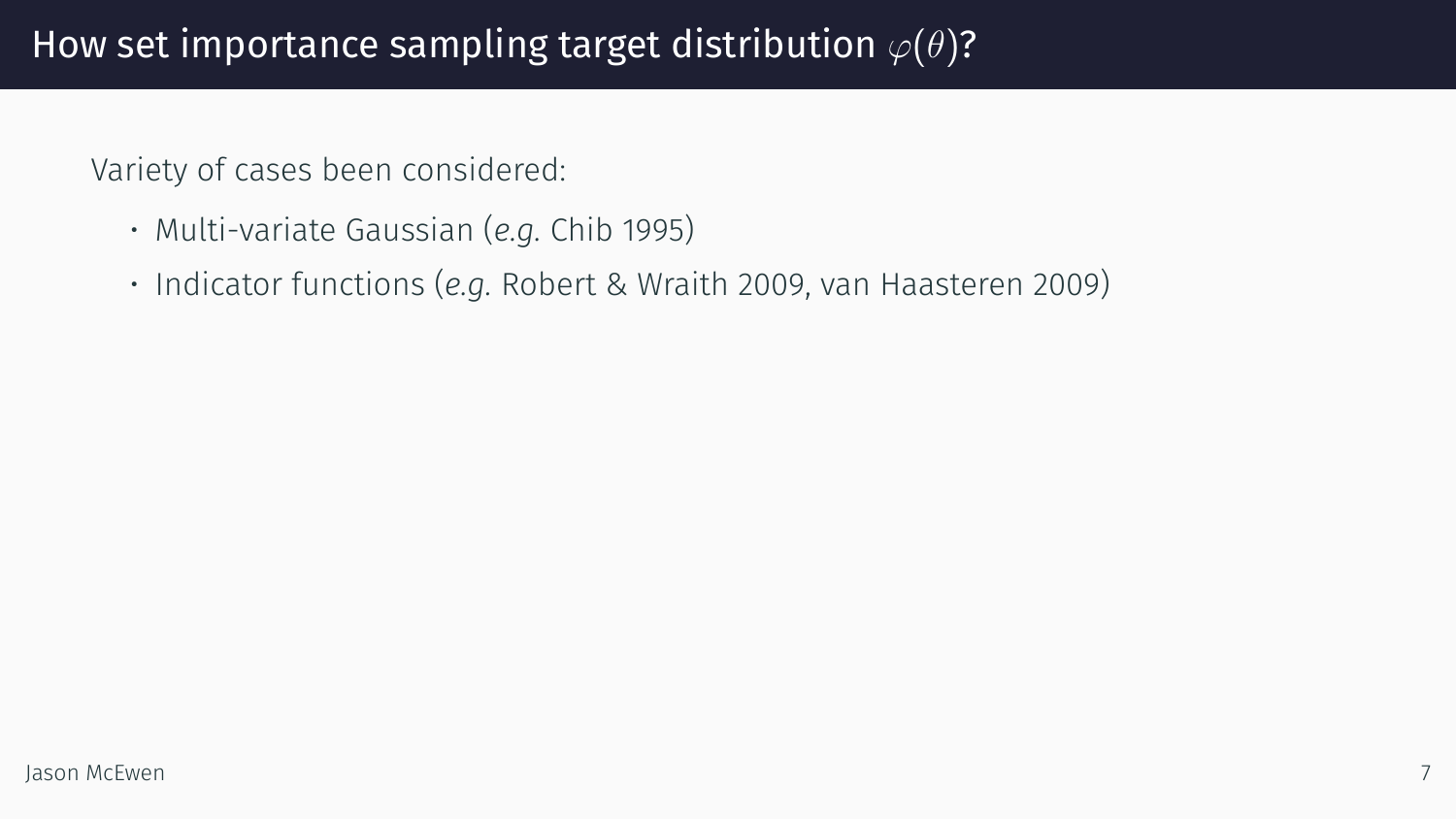# How set importance sampling target distribution $\varphi(\theta)$?

Variety of cases been considered:

- Multi-variate Gaussian (*e.g.* Chib 1995)
- Indicator functions (*e.g.* Robert & Wraith 2009, van Haasteren 2009)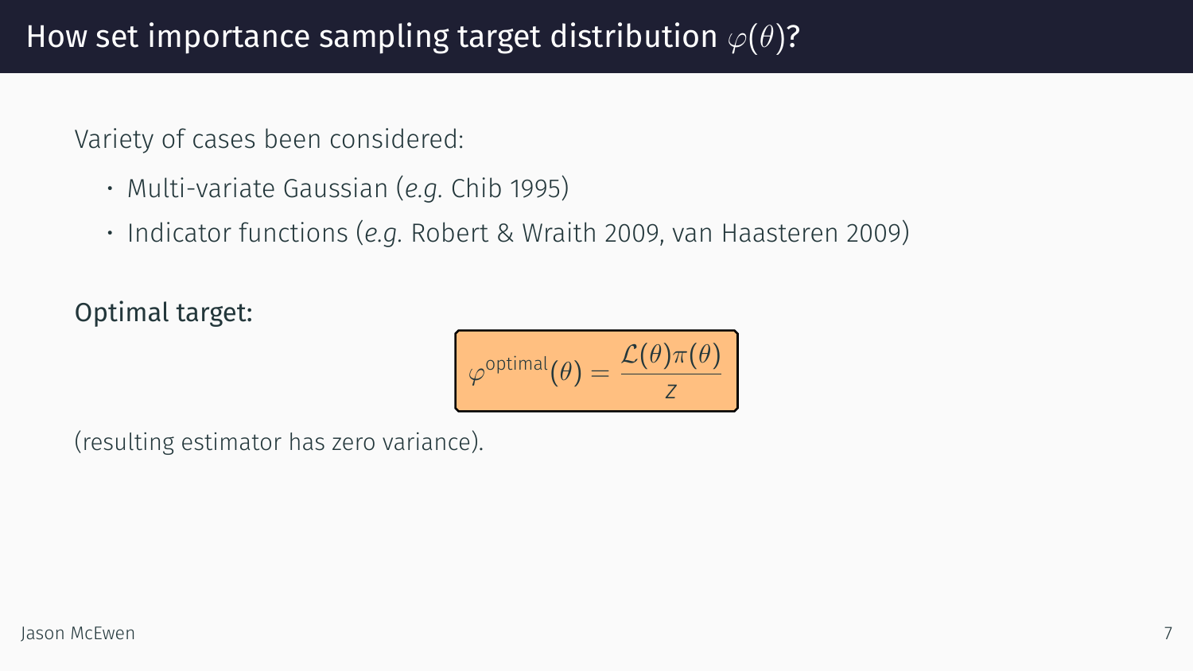# How set importance sampling target distribution $\varphi(\theta)$?

Variety of cases been considered:

- Multi-variate Gaussian (*e.g.* Chib 1995)
- Indicator functions (*e.g.* Robert & Wraith 2009, van Haasteren 2009)

**Optimal target:**

$$\varphi^{\text{optimal}}(\theta) = \frac{\mathcal{L}(\theta)\pi(\theta)}{z}$$

(resulting estimator has zero variance).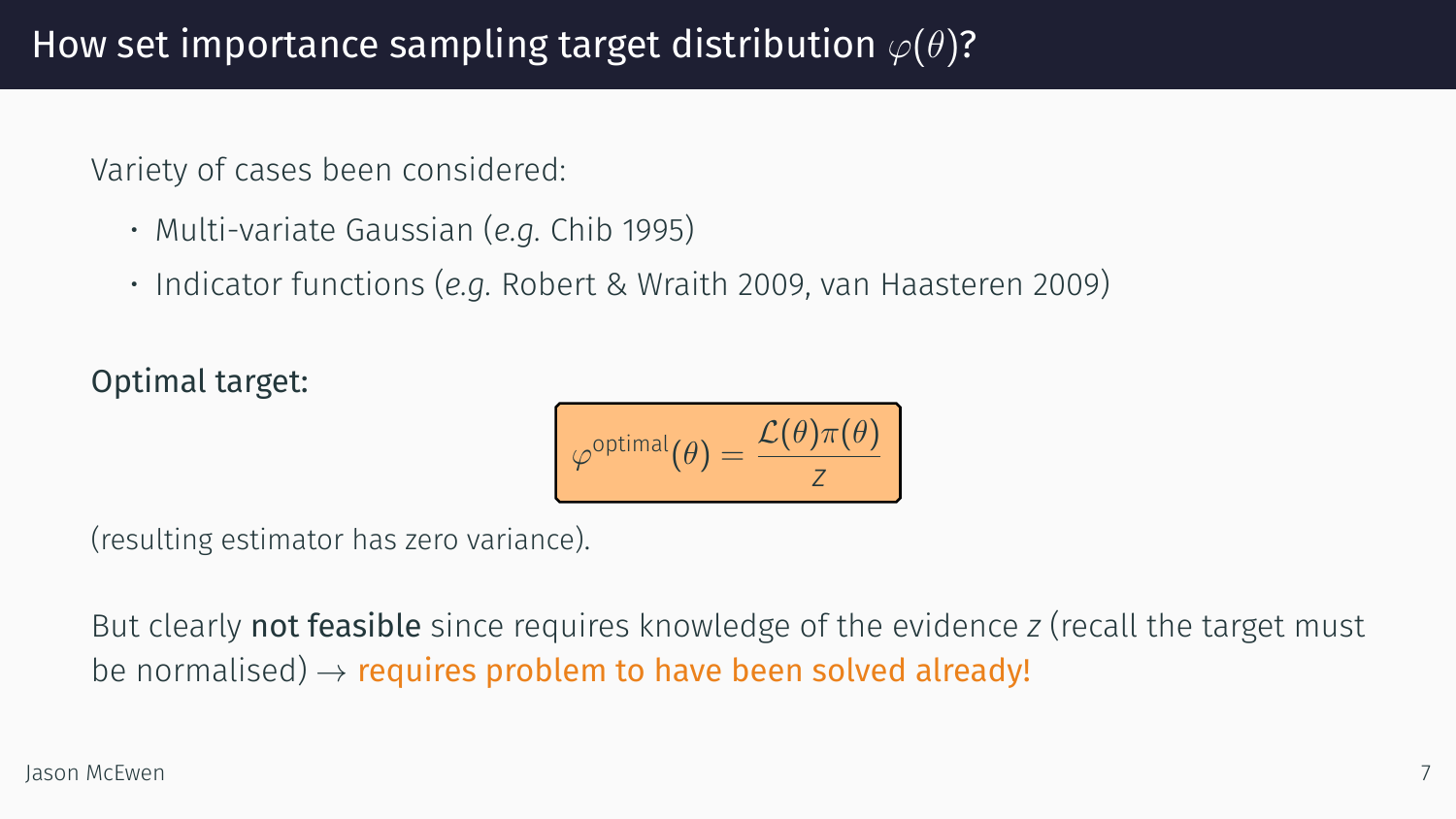# How set importance sampling target distribution $\varphi(\theta)$?

Variety of cases been considered:

- Multi-variate Gaussian (*e.g.* Chib 1995)
- Indicator functions (*e.g.* Robert & Wraith 2009, van Haasteren 2009)

**Optimal target:**

$$\varphi^{\text{optimal}}(\theta) = \frac{\mathcal{L}(\theta)\pi(\theta)}{z}$$

(resulting estimator has zero variance).

But clearly **not feasible** since requires knowledge of the evidence $z$ (recall the target must be normalised) $\rightarrow$ requires problem to have been solved already!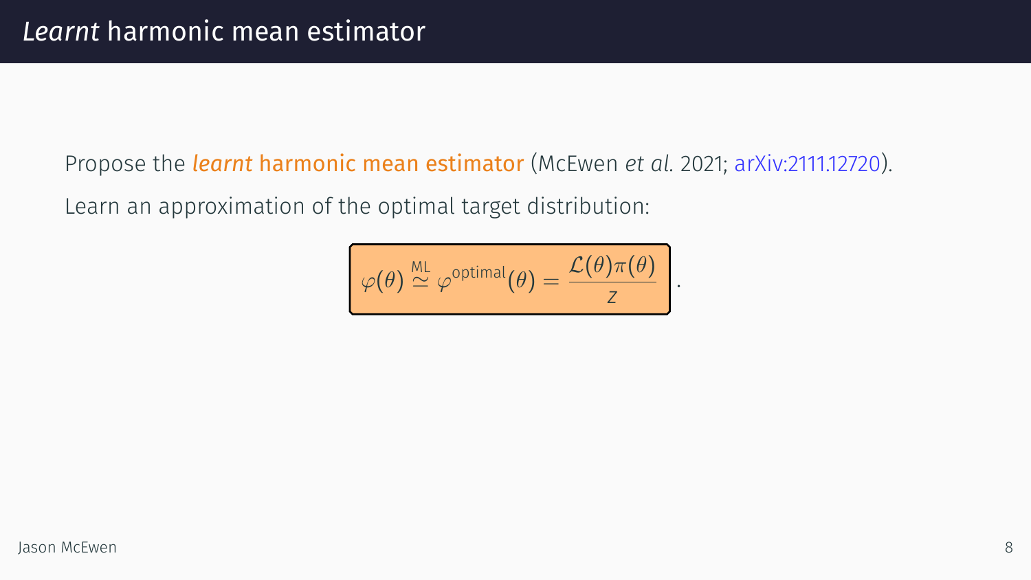# *Learnt* harmonic mean estimator

Propose the ***learnt* harmonic mean estimator** (McEwen *et al.* 2021; arXiv:2111.12720).

Learn an approximation of the optimal target distribution:

$$\varphi(\theta) \overset{\text{ML}}{\simeq} \varphi^{\text{optimal}}(\theta) = \frac{\mathcal{L}(\theta)\pi(\theta)}{z} .$$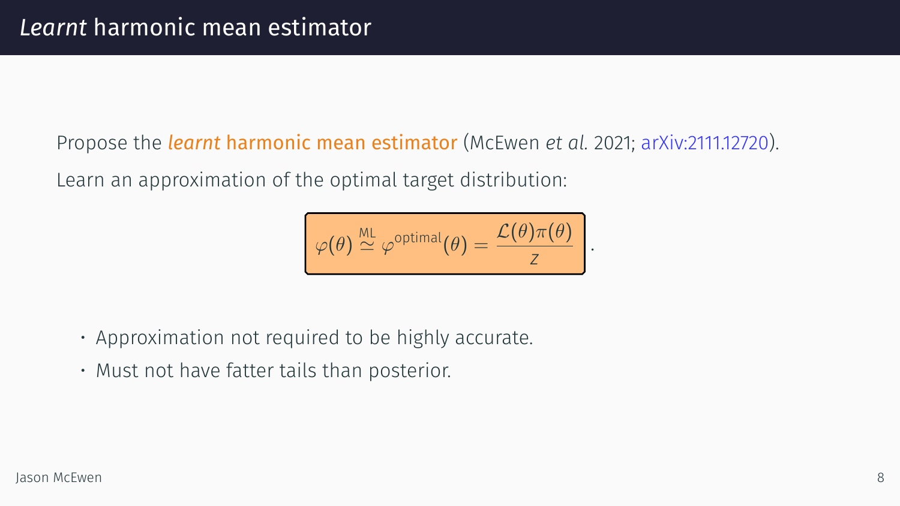# *Learnt* harmonic mean estimator

Propose the ***learnt* harmonic mean estimator** (McEwen *et al.* 2021; arXiv:2111.12720).

Learn an approximation of the optimal target distribution:

$$\varphi(\theta) \overset{\text{ML}}{\simeq} \varphi^{\text{optimal}}(\theta) = \frac{\mathcal{L}(\theta)\pi(\theta)}{z}.$$

- Approximation not required to be highly accurate.
- Must not have fatter tails than posterior.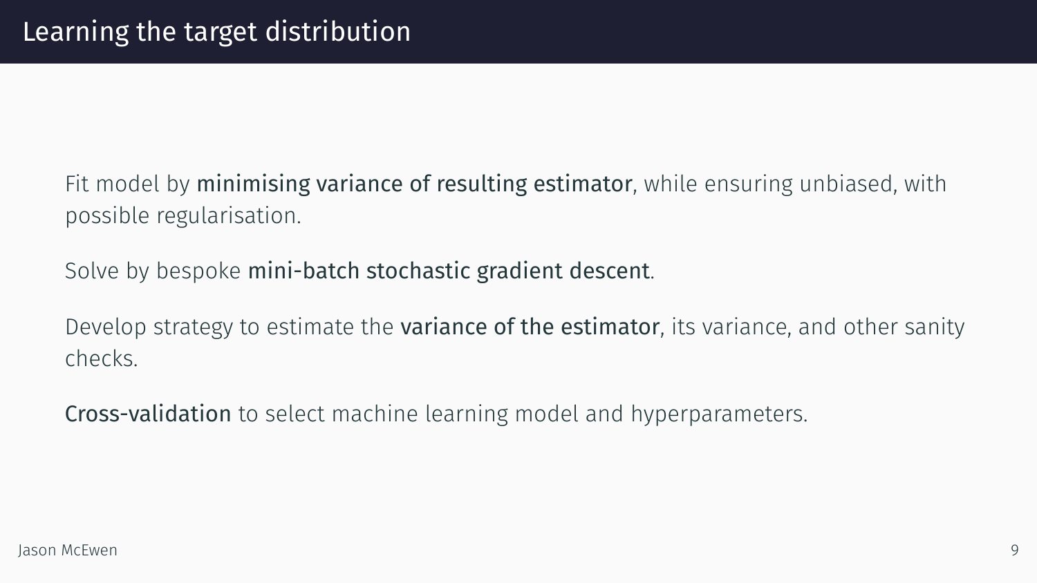# Learning the target distribution

Fit model by **minimising variance of resulting estimator**, while ensuring unbiased, with possible regularisation.

Solve by bespoke **mini-batch stochastic gradient descent**.

Develop strategy to estimate the **variance of the estimator**, its variance, and other sanity checks.

**Cross-validation** to select machine learning model and hyperparameters.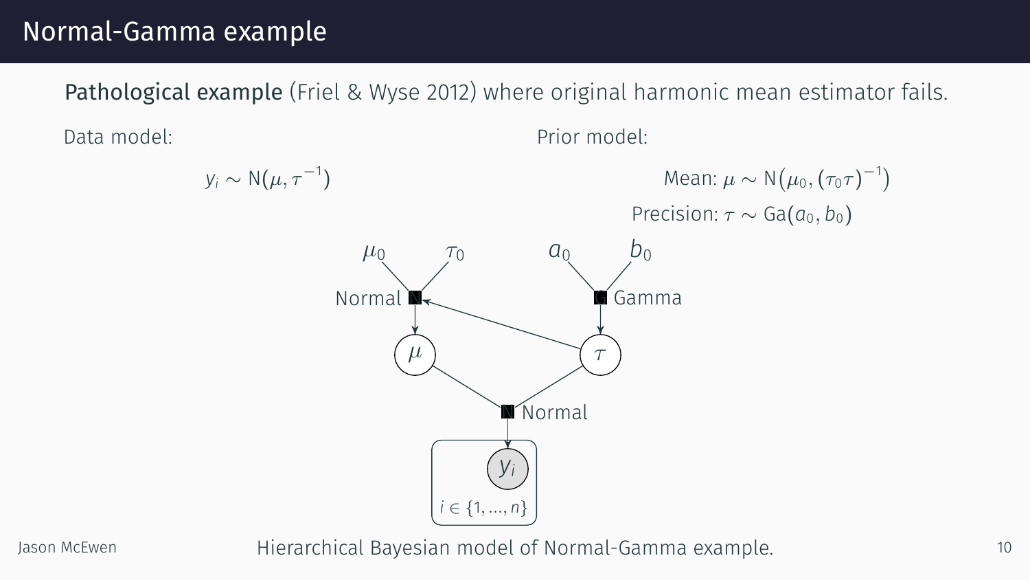# Normal-Gamma example

**Pathological example** (Friel & Wyse 2012) where original harmonic mean estimator fails.

Data model:

$$y_i \sim \mathrm{N}(\mu, \tau^{-1})$$

Prior model:

$$\text{Mean: } \mu \sim \mathrm{N}\big(\mu_0, (\tau_0 \tau)^{-1}\big)$$

$$\text{Precision: } \tau \sim \mathrm{Ga}(a_0, b_0)$$

Hierarchical Bayesian model of Normal-Gamma example.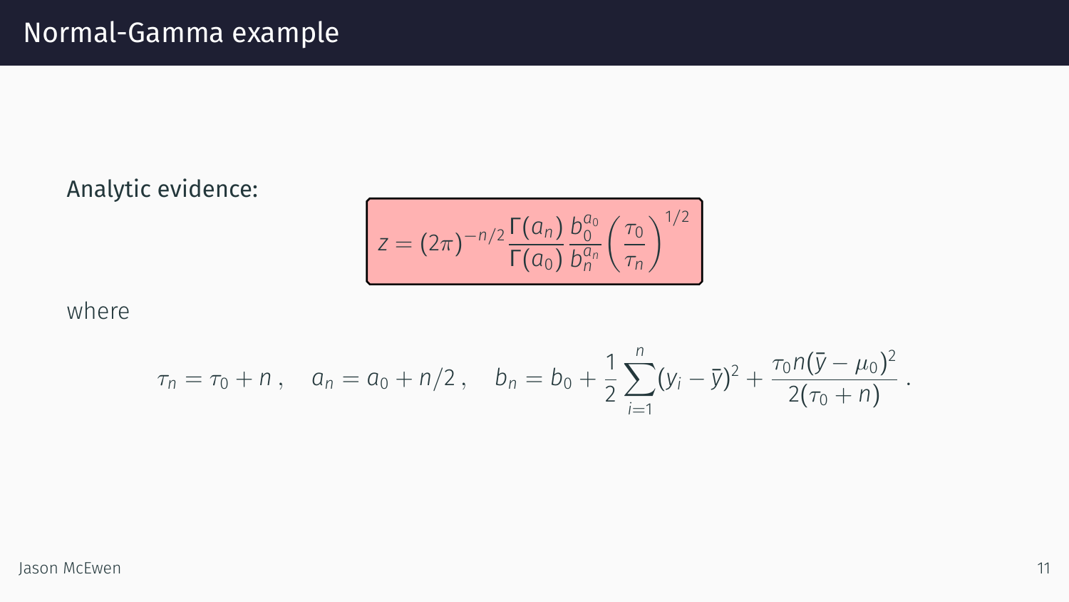# Normal-Gamma example

Analytic evidence:

$$z = (2\pi)^{-n/2} \frac{\Gamma(a_n)}{\Gamma(a_0)} \frac{b_0^{a_0}}{b_n^{a_n}} \left( \frac{\tau_0}{\tau_n} \right)^{1/2}$$

where

$$\tau_n = \tau_0 + n\,, \quad a_n = a_0 + n/2\,, \quad b_n = b_0 + \frac{1}{2}\sum_{i=1}^{n}(y_i - \bar{y})^2 + \frac{\tau_0 n(\bar{y} - \mu_0)^2}{2(\tau_0 + n)}\,.$$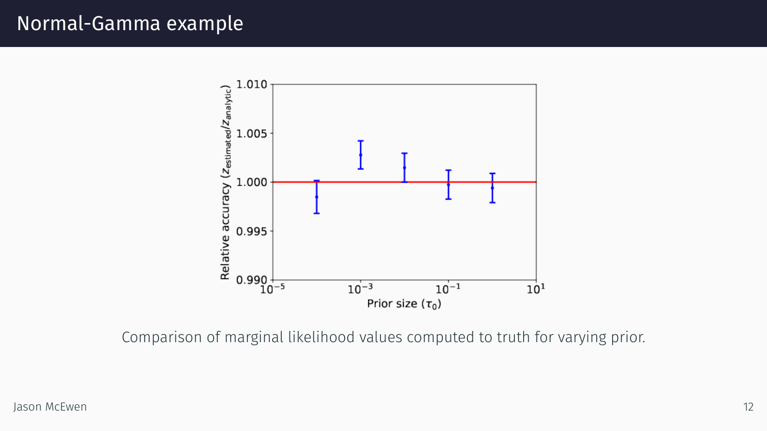# Normal-Gamma example

Comparison of marginal likelihood values computed to truth for varying prior.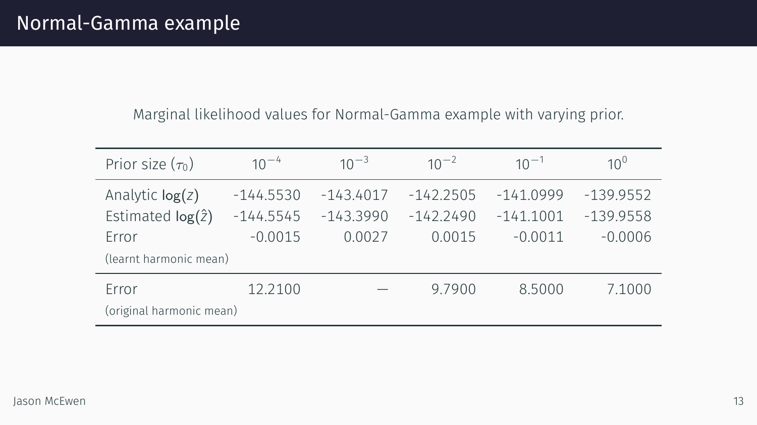# Normal-Gamma example

Marginal likelihood values for Normal-Gamma example with varying prior.

| Prior size ($\tau_0$) | $10^{-4}$ | $10^{-3}$ | $10^{-2}$ | $10^{-1}$ | $10^{0}$ |
|---|---|---|---|---|---|
| Analytic $\log(z)$ | -144.5530 | -143.4017 | -142.2505 | -141.0999 | -139.9552 |
| Estimated $\log(\hat{z})$ | -144.5545 | -143.3990 | -142.2490 | -141.1001 | -139.9558 |
| Error (learnt harmonic mean) | -0.0015 | 0.0027 | 0.0015 | -0.0011 | -0.0006 |
| Error (original harmonic mean) | 12.2100 | — | 9.7900 | 8.5000 | 7.1000 |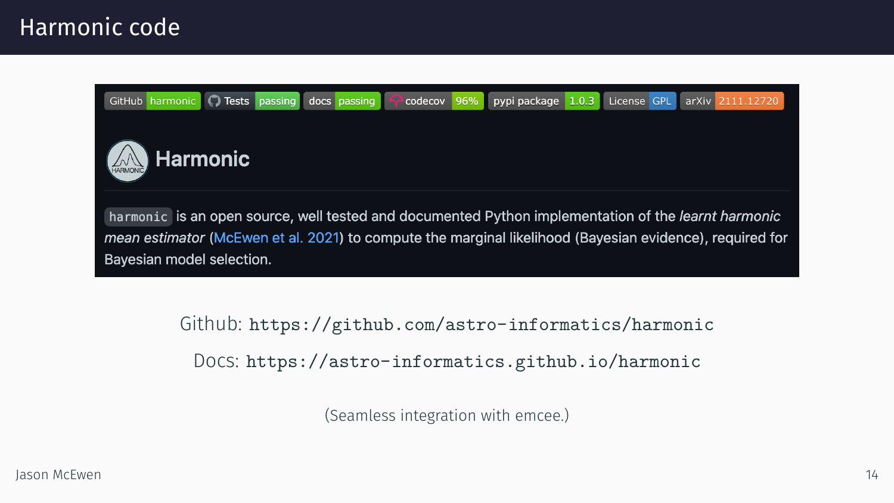# Harmonic code

GitHub harmonic | Tests passing | docs passing | codecov 96% | pypi package 1.0.3 | License GPL | arXiv 2111.12720

## Harmonic

`harmonic` is an open source, well tested and documented Python implementation of the *learnt harmonic mean estimator* (McEwen et al. 2021) to compute the marginal likelihood (Bayesian evidence), required for Bayesian model selection.

Github: `https://github.com/astro-informatics/harmonic`

Docs: `https://astro-informatics.github.io/harmonic`

(Seamless integration with emcee.)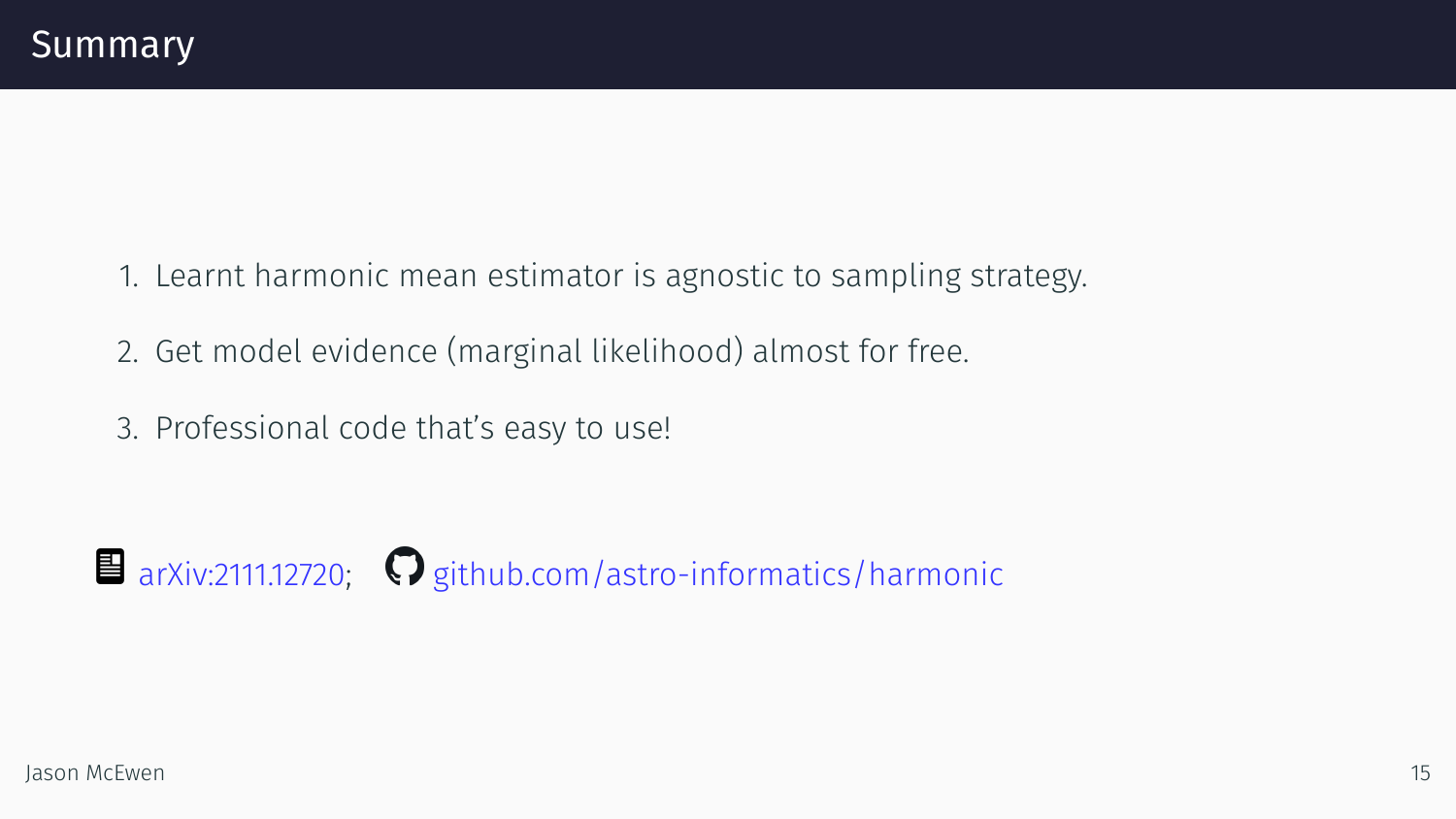# Summary

1. Learnt harmonic mean estimator is agnostic to sampling strategy.
2. Get model evidence (marginal likelihood) almost for free.
3. Professional code that's easy to use!

arXiv:2111.12720; github.com/astro-informatics/harmonic